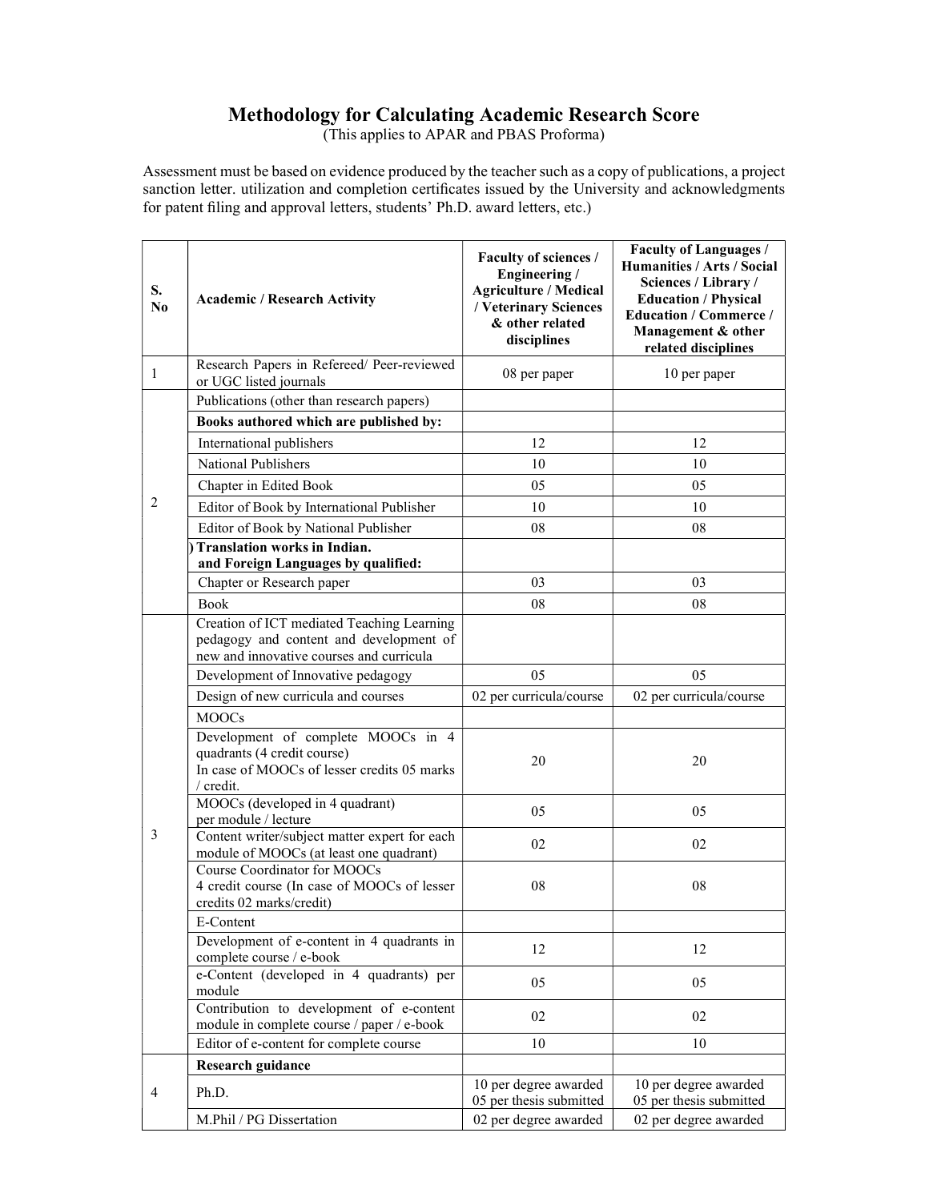# Methodology for Calculating Academic Research Score

(This applies to APAR and PBAS Proforma)

Assessment must be based on evidence produced by the teacher such as a copy of publications, a project sanction letter. utilization and completion certificates issued by the University and acknowledgments for patent filing and approval letters, students' Ph.D. award letters, etc.)

| S. No | Academic / Research Activity | Faculty of sciences / Engineering / Agriculture / Medical / Veterinary Sciences & other related disciplines | Faculty of Languages / Humanities / Arts / Social Sciences / Library / Education / Physical Education / Commerce / Management & other related disciplines |
|---|---|---|---|
| 1 | Research Papers in Refereed/ Peer-reviewed or UGC listed journals | 08 per paper | 10 per paper |
| 2 | Publications (other than research papers) | | |
| | **Books authored which are published by:** | | |
| | International publishers | 12 | 12 |
| | National Publishers | 10 | 10 |
| | Chapter in Edited Book | 05 | 05 |
| | Editor of Book by International Publisher | 10 | 10 |
| | Editor of Book by National Publisher | 08 | 08 |
| | **) Translation works in Indian. and Foreign Languages by qualified:** | | |
| | Chapter or Research paper | 03 | 03 |
| | Book | 08 | 08 |
| 3 | Creation of ICT mediated Teaching Learning pedagogy and content and development of new and innovative courses and curricula | | |
| | Development of Innovative pedagogy | 05 | 05 |
| | Design of new curricula and courses | 02 per curricula/course | 02 per curricula/course |
| | MOOCs | | |
| | Development of complete MOOCs in 4 quadrants (4 credit course) In case of MOOCs of lesser credits 05 marks / credit. | 20 | 20 |
| | MOOCs (developed in 4 quadrant) per module / lecture | 05 | 05 |
| | Content writer/subject matter expert for each module of MOOCs (at least one quadrant) | 02 | 02 |
| | Course Coordinator for MOOCs 4 credit course (In case of MOOCs of lesser credits 02 marks/credit) | 08 | 08 |
| | E-Content | | |
| | Development of e-content in 4 quadrants in complete course / e-book | 12 | 12 |
| | e-Content (developed in 4 quadrants) per module | 05 | 05 |
| | Contribution to development of e-content module in complete course / paper / e-book | 02 | 02 |
| | Editor of e-content for complete course | 10 | 10 |
| 4 | **Research guidance** | | |
| | Ph.D. | 10 per degree awarded<br>05 per thesis submitted | 10 per degree awarded<br>05 per thesis submitted |
| | M.Phil / PG Dissertation | 02 per degree awarded | 02 per degree awarded |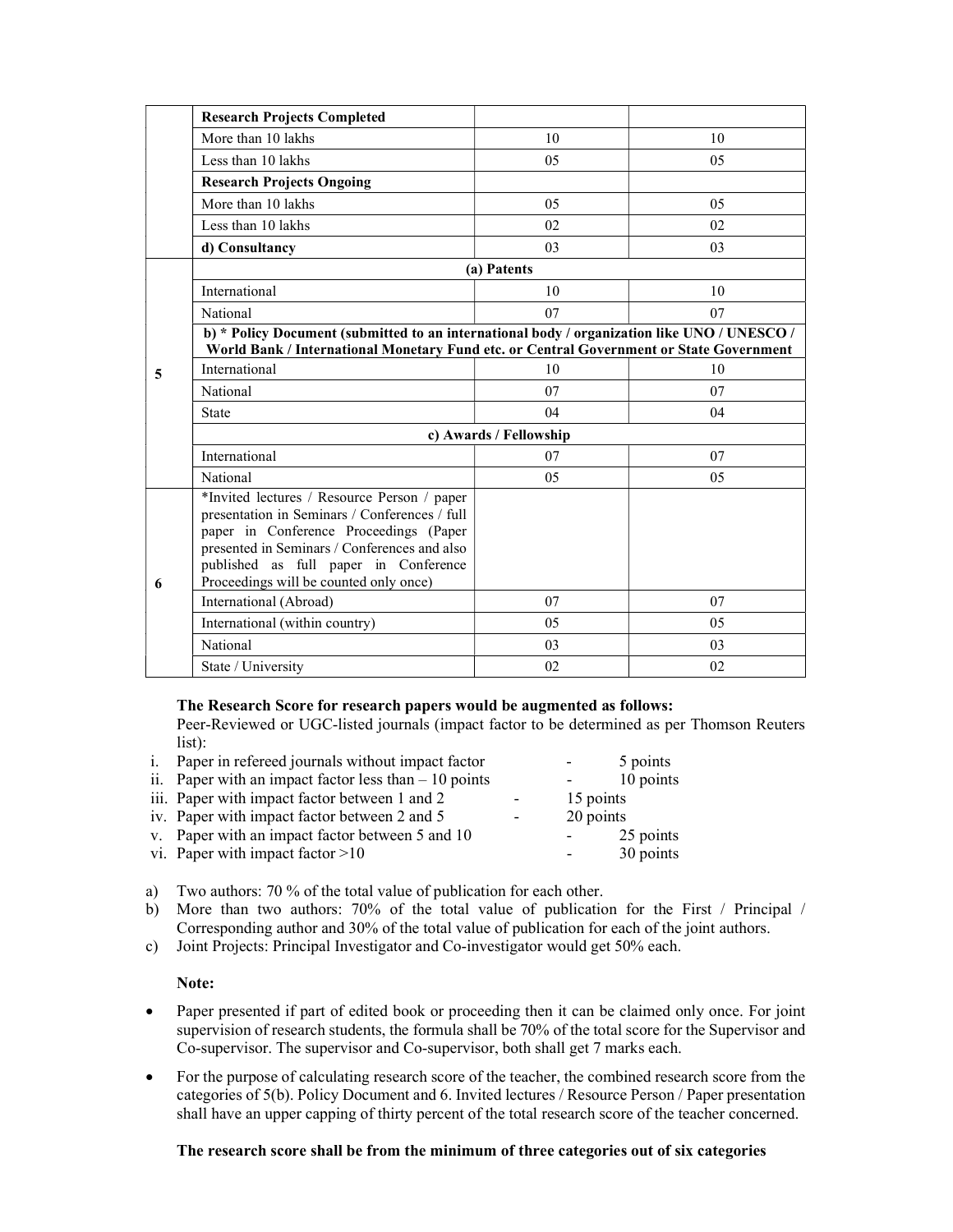| | | | |
|---|---|---|---|
| | **Research Projects Completed** | | |
| | More than 10 lakhs | 10 | 10 |
| | Less than 10 lakhs | 05 | 05 |
| | **Research Projects Ongoing** | | |
| | More than 10 lakhs | 05 | 05 |
| | Less than 10 lakhs | 02 | 02 |
| | **d) Consultancy** | 03 | 03 |
| 5 | **(a) Patents** | | |
| | International | 10 | 10 |
| | National | 07 | 07 |
| | **b) * Policy Document (submitted to an international body / organization like UNO / UNESCO / World Bank / International Monetary Fund etc. or Central Government or State Government** | | |
| | International | 10 | 10 |
| | National | 07 | 07 |
| | State | 04 | 04 |
| | **c) Awards / Fellowship** | | |
| | International | 07 | 07 |
| | National | 05 | 05 |
| 6 | *Invited lectures / Resource Person / paper presentation in Seminars / Conferences / full paper in Conference Proceedings (Paper presented in Seminars / Conferences and also published as full paper in Conference Proceedings will be counted only once) | | |
| | International (Abroad) | 07 | 07 |
| | International (within country) | 05 | 05 |
| | National | 03 | 03 |
| | State / University | 02 | 02 |

**The Research Score for research papers would be augmented as follows:**

Peer-Reviewed or UGC-listed journals (impact factor to be determined as per Thomson Reuters list):

i. Paper in refereed journals without impact factor - 5 points
ii. Paper with an impact factor less than – 10 points - 10 points
iii. Paper with impact factor between 1 and 2 - 15 points
iv. Paper with impact factor between 2 and 5 - 20 points
v. Paper with an impact factor between 5 and 10 - 25 points
vi. Paper with impact factor >10 - 30 points

a) Two authors: 70 % of the total value of publication for each other.
b) More than two authors: 70% of the total value of publication for the First / Principal / Corresponding author and 30% of the total value of publication for each of the joint authors.
c) Joint Projects: Principal Investigator and Co-investigator would get 50% each.

**Note:**

- Paper presented if part of edited book or proceeding then it can be claimed only once. For joint supervision of research students, the formula shall be 70% of the total score for the Supervisor and Co-supervisor. The supervisor and Co-supervisor, both shall get 7 marks each.
- For the purpose of calculating research score of the teacher, the combined research score from the categories of 5(b). Policy Document and 6. Invited lectures / Resource Person / Paper presentation shall have an upper capping of thirty percent of the total research score of the teacher concerned.

**The research score shall be from the minimum of three categories out of six categories**